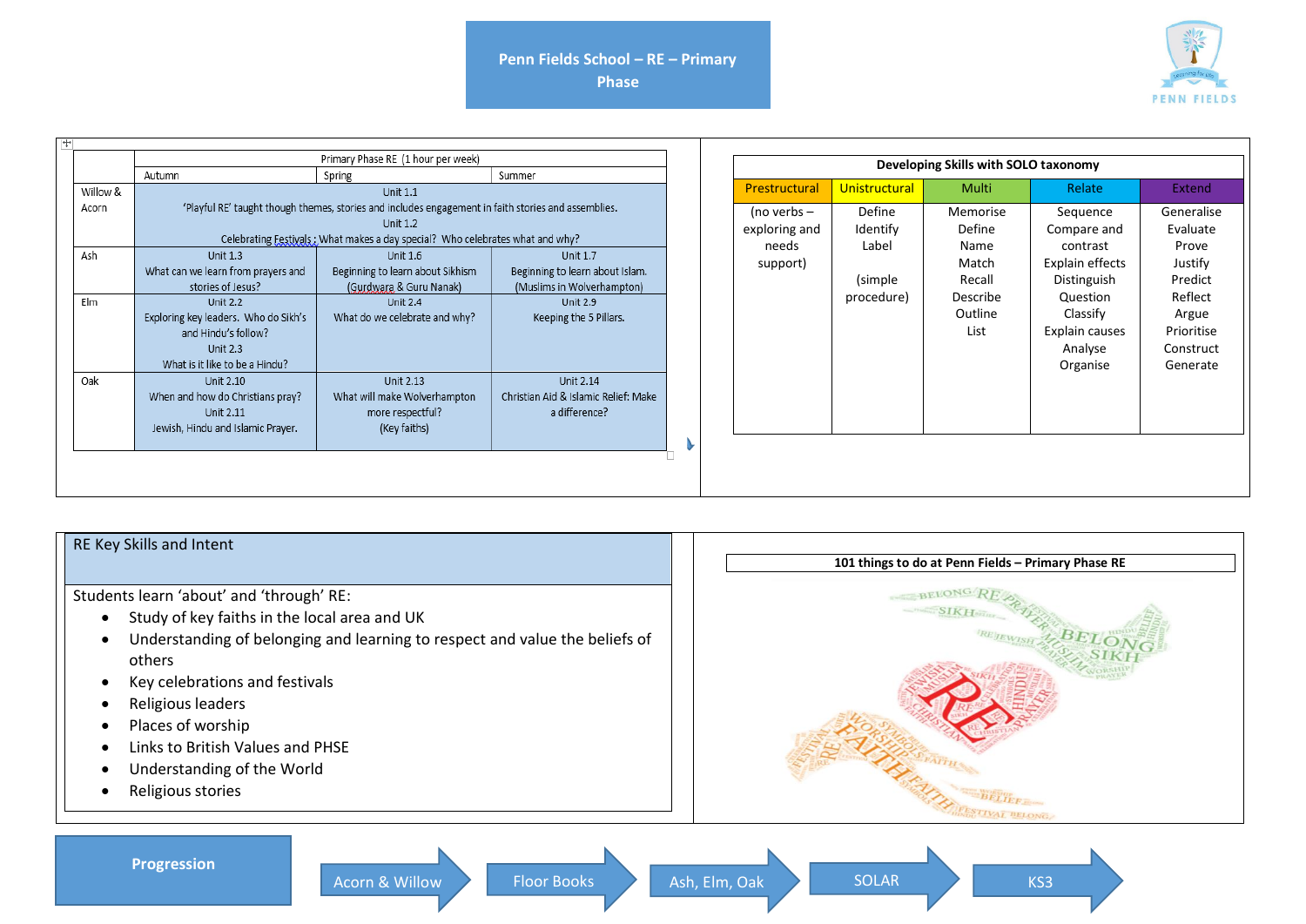# Penn Fields School – RE – Primary Phase

PENN FIELDS

| | Primary Phase RE (1 hour per week) | | |
|---|---|---|---|
| | Autumn | Spring | Summer |
| Willow & Acorn | Unit 1.1<br>'Playful RE' taught though themes, stories and includes engagement in faith stories and assemblies.<br>Unit 1.2<br>Celebrating Festivals : What makes a day special? Who celebrates what and why? | | |
| Ash | Unit 1.3<br>What can we learn from prayers and stories of Jesus? | Unit 1.6<br>Beginning to learn about Sikhism (Gurdwara & Guru Nanak) | Unit 1.7<br>Beginning to learn about Islam. (Muslims in Wolverhampton) |
| Elm | Unit 2.2<br>Exploring key leaders. Who do Sikh's and Hindu's follow?<br>Unit 2.3<br>What is it like to be a Hindu? | Unit 2.4<br>What do we celebrate and why? | Unit 2.9<br>Keeping the 5 Pillars. |
| Oak | Unit 2.10<br>When and how do Christians pray?<br>Unit 2.11<br>Jewish, Hindu and Islamic Prayer. | Unit 2.13<br>What will make Wolverhampton more respectful?<br>(Key faiths) | Unit 2.14<br>Christian Aid & Islamic Relief: Make a difference? |

**Developing Skills with SOLO taxonomy**

| Prestructural | Unistructural | Multi | Relate | Extend |
|---|---|---|---|---|
| (no verbs – exploring and needs support) | Define<br>Identify<br>Label<br><br>(simple procedure) | Memorise<br>Define<br>Name<br>Match<br>Recall<br>Describe<br>Outline<br>List | Sequence<br>Compare and contrast<br>Explain effects<br>Distinguish<br>Question<br>Classify<br>Explain causes<br>Analyse<br>Organise | Generalise<br>Evaluate<br>Prove<br>Justify<br>Predict<br>Reflect<br>Argue<br>Prioritise<br>Construct<br>Generate |

## RE Key Skills and Intent

Students learn 'about' and 'through' RE:

- Study of key faiths in the local area and UK
- Understanding of belonging and learning to respect and value the beliefs of others
- Key celebrations and festivals
- Religious leaders
- Places of worship
- Links to British Values and PHSE
- Understanding of the World
- Religious stories

**101 things to do at Penn Fields – Primary Phase RE**

**Progression**

Acorn & Willow → Floor Books → Ash, Elm, Oak → SOLAR → KS3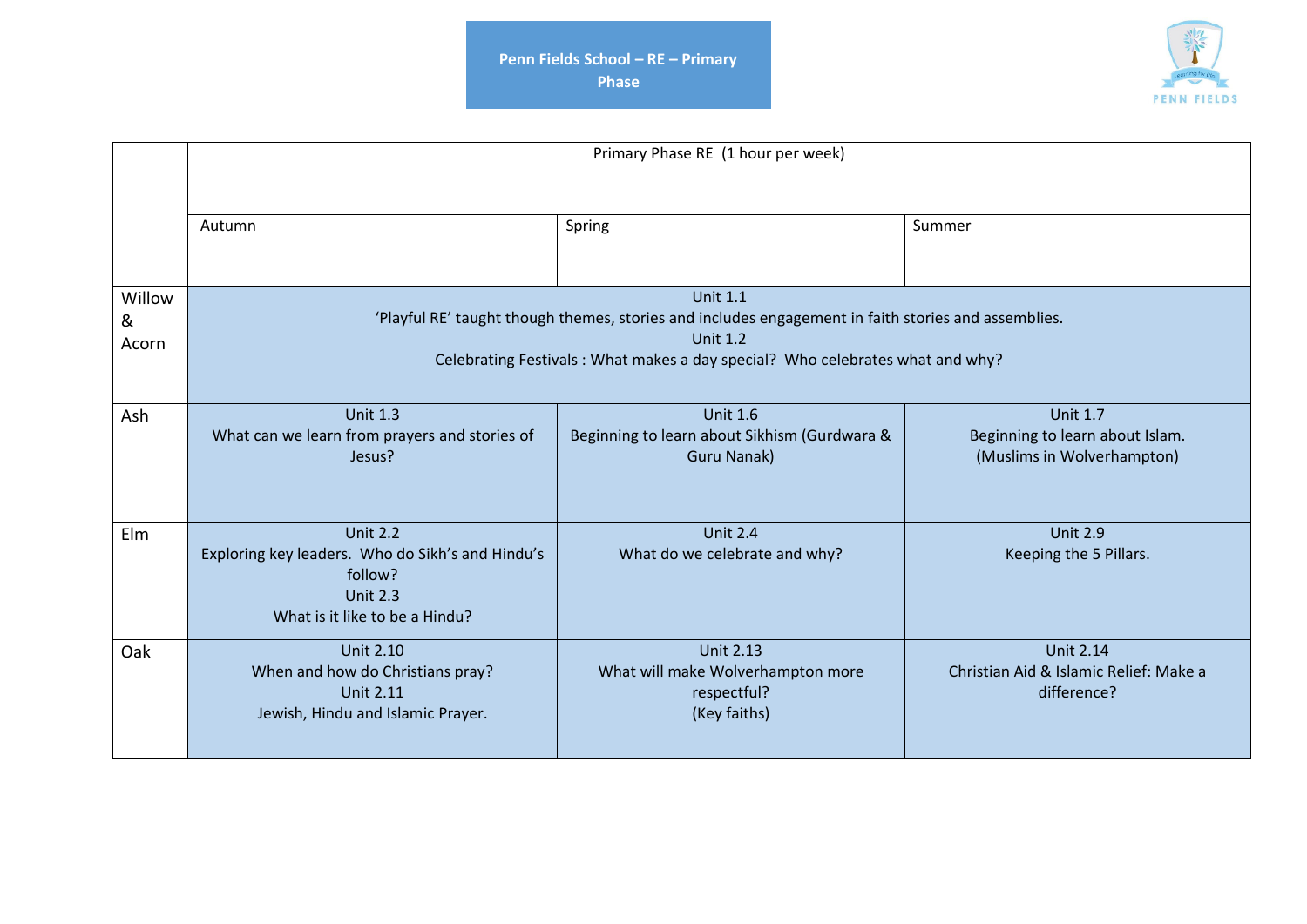# Penn Fields School – RE – Primary Phase

| | Primary Phase RE (1 hour per week) | | |
|---|---|---|---|
| | Autumn | Spring | Summer |
| Willow & Acorn | Unit 1.1<br>'Playful RE' taught though themes, stories and includes engagement in faith stories and assemblies.<br>Unit 1.2<br>Celebrating Festivals : What makes a day special? Who celebrates what and why? | | |
| Ash | Unit 1.3<br>What can we learn from prayers and stories of Jesus? | Unit 1.6<br>Beginning to learn about Sikhism (Gurdwara & Guru Nanak) | Unit 1.7<br>Beginning to learn about Islam. (Muslims in Wolverhampton) |
| Elm | Unit 2.2<br>Exploring key leaders. Who do Sikh's and Hindu's follow?<br>Unit 2.3<br>What is it like to be a Hindu? | Unit 2.4<br>What do we celebrate and why? | Unit 2.9<br>Keeping the 5 Pillars. |
| Oak | Unit 2.10<br>When and how do Christians pray?<br>Unit 2.11<br>Jewish, Hindu and Islamic Prayer. | Unit 2.13<br>What will make Wolverhampton more respectful?<br>(Key faiths) | Unit 2.14<br>Christian Aid & Islamic Relief: Make a difference? |